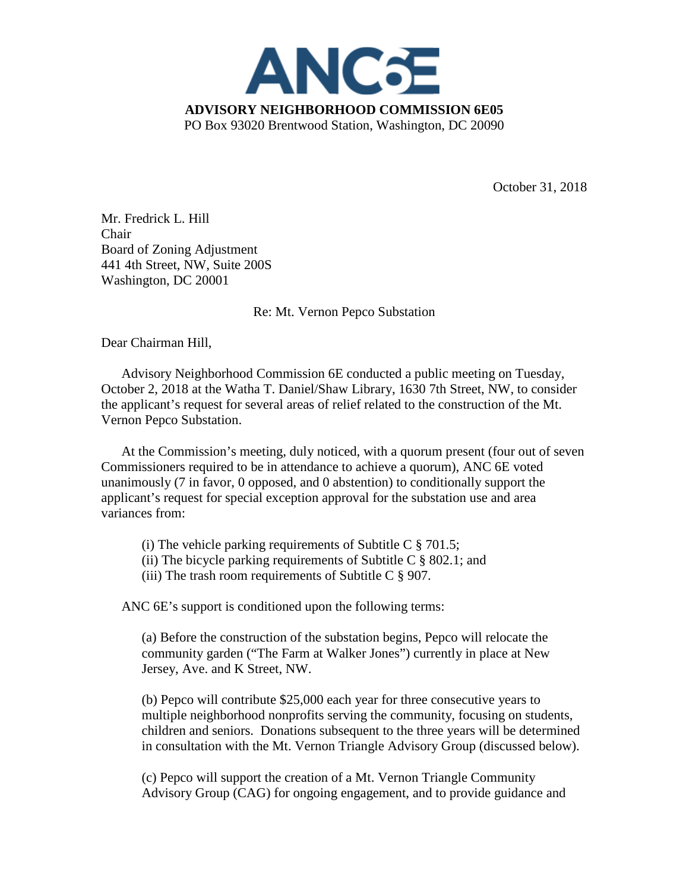ANC6E

**ADVISORY NEIGHBORHOOD COMMISSION 6E05**
PO Box 93020 Brentwood Station, Washington, DC 20090

October 31, 2018

Mr. Fredrick L. Hill
Chair
Board of Zoning Adjustment
441 4th Street, NW, Suite 200S
Washington, DC 20001

Re: Mt. Vernon Pepco Substation

Dear Chairman Hill,

Advisory Neighborhood Commission 6E conducted a public meeting on Tuesday, October 2, 2018 at the Watha T. Daniel/Shaw Library, 1630 7th Street, NW, to consider the applicant's request for several areas of relief related to the construction of the Mt. Vernon Pepco Substation.

At the Commission's meeting, duly noticed, with a quorum present (four out of seven Commissioners required to be in attendance to achieve a quorum), ANC 6E voted unanimously (7 in favor, 0 opposed, and 0 abstention) to conditionally support the applicant's request for special exception approval for the substation use and area variances from:

(i) The vehicle parking requirements of Subtitle C § 701.5;
(ii) The bicycle parking requirements of Subtitle C § 802.1; and
(iii) The trash room requirements of Subtitle C § 907.

ANC 6E's support is conditioned upon the following terms:

(a) Before the construction of the substation begins, Pepco will relocate the community garden ("The Farm at Walker Jones") currently in place at New Jersey, Ave. and K Street, NW.

(b) Pepco will contribute $25,000 each year for three consecutive years to multiple neighborhood nonprofits serving the community, focusing on students, children and seniors. Donations subsequent to the three years will be determined in consultation with the Mt. Vernon Triangle Advisory Group (discussed below).

(c) Pepco will support the creation of a Mt. Vernon Triangle Community Advisory Group (CAG) for ongoing engagement, and to provide guidance and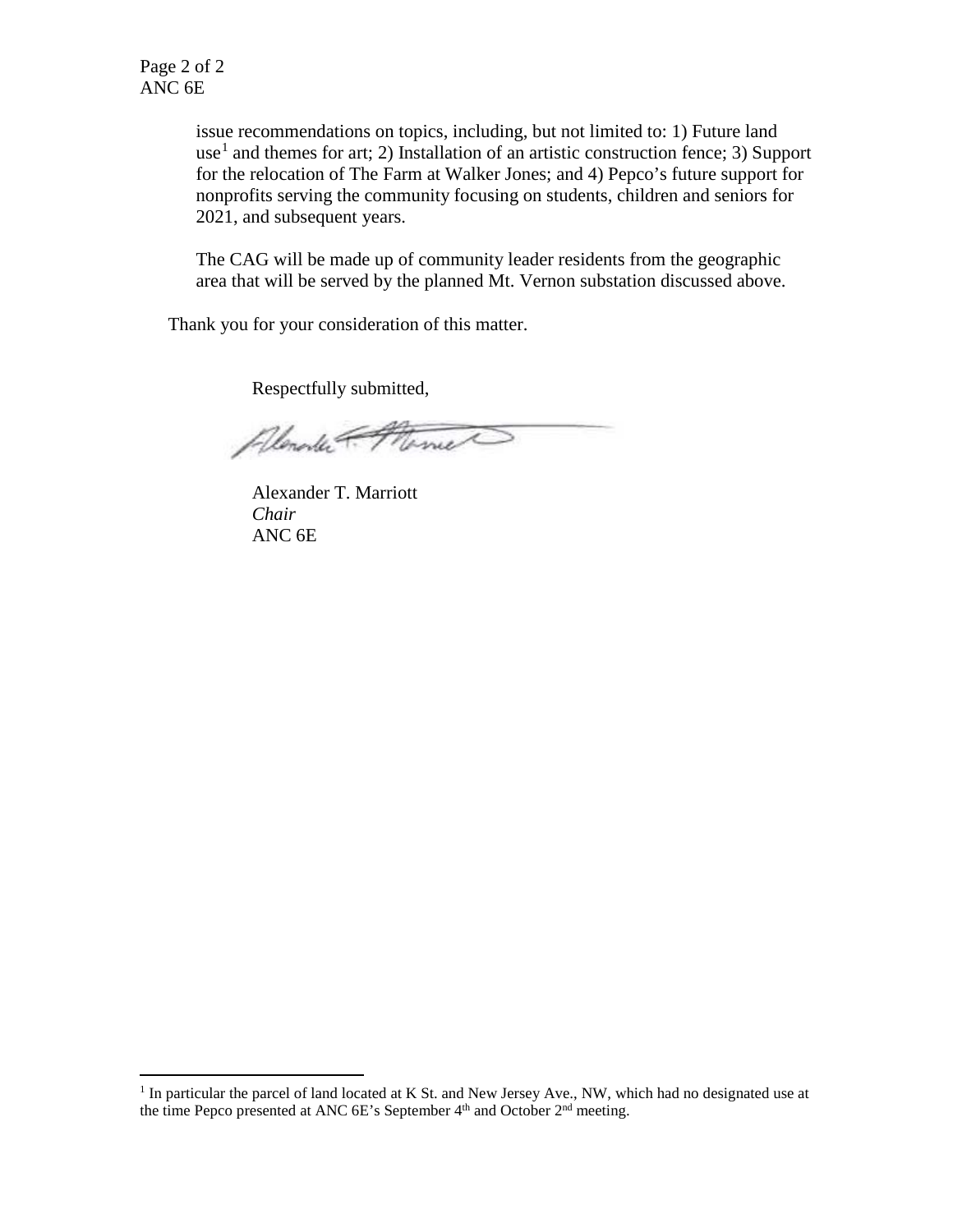issue recommendations on topics, including, but not limited to: 1) Future land use[1] and themes for art; 2) Installation of an artistic construction fence; 3) Support for the relocation of The Farm at Walker Jones; and 4) Pepco's future support for nonprofits serving the community focusing on students, children and seniors for 2021, and subsequent years.

The CAG will be made up of community leader residents from the geographic area that will be served by the planned Mt. Vernon substation discussed above.

Thank you for your consideration of this matter.

Respectfully submitted,

Alexander T. Marriott
*Chair*
ANC 6E

---

[1] In particular the parcel of land located at K St. and New Jersey Ave., NW, which had no designated use at the time Pepco presented at ANC 6E's September 4th and October 2nd meeting.